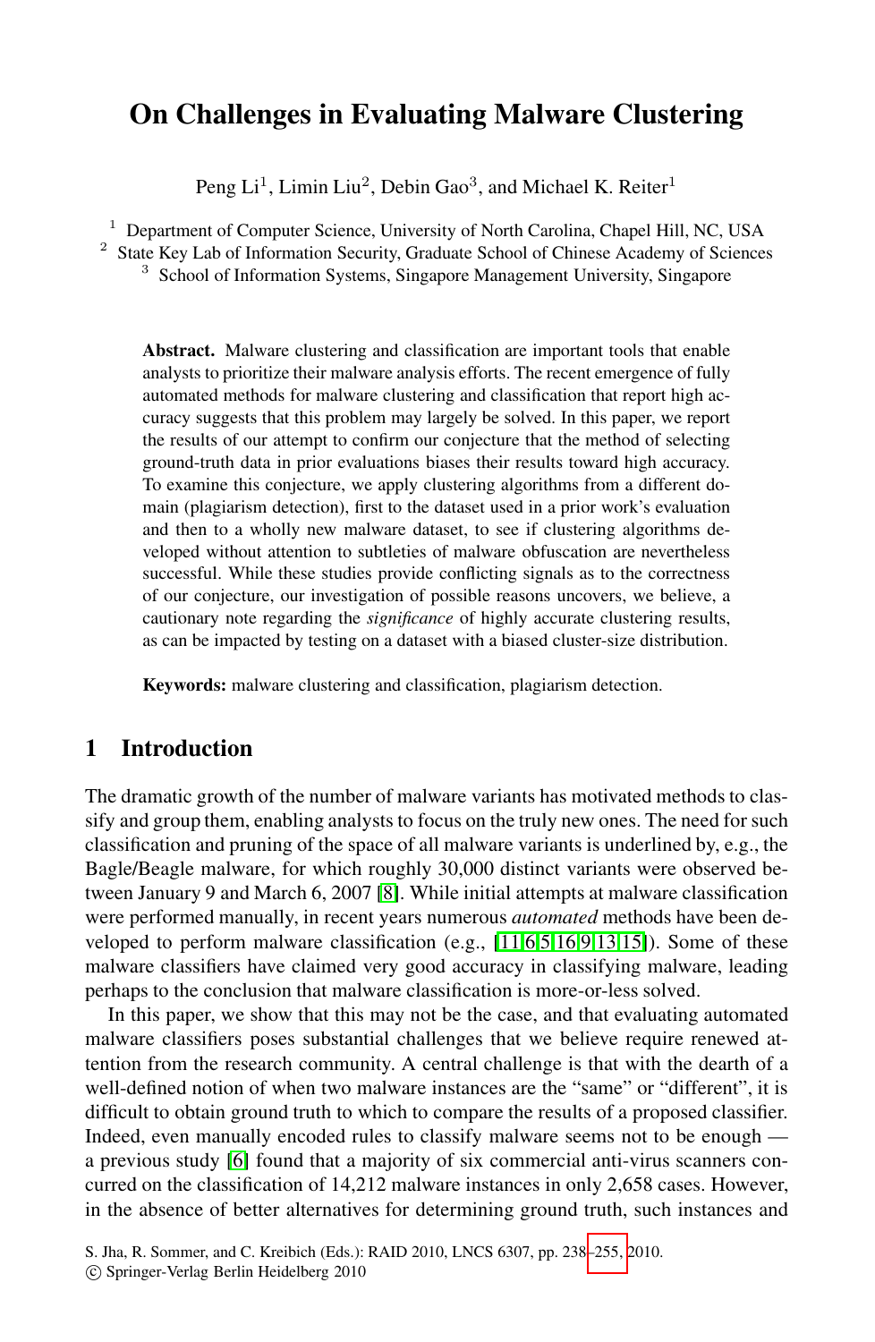# On Challenges in Evaluating Malware Clustering

Peng Li[1], Limin Liu[2], Debin Gao[3], and Michael K. Reiter[1]

[1] Department of Computer Science, University of North Carolina, Chapel Hill, NC, USA
[2] State Key Lab of Information Security, Graduate School of Chinese Academy of Sciences
[3] School of Information Systems, Singapore Management University, Singapore

**Abstract.** Malware clustering and classification are important tools that enable analysts to prioritize their malware analysis efforts. The recent emergence of fully automated methods for malware clustering and classification that report high accuracy suggests that this problem may largely be solved. In this paper, we report the results of our attempt to confirm our conjecture that the method of selecting ground-truth data in prior evaluations biases their results toward high accuracy. To examine this conjecture, we apply clustering algorithms from a different domain (plagiarism detection), first to the dataset used in a prior work's evaluation and then to a wholly new malware dataset, to see if clustering algorithms developed without attention to subtleties of malware obfuscation are nevertheless successful. While these studies provide conflicting signals as to the correctness of our conjecture, our investigation of possible reasons uncovers, we believe, a cautionary note regarding the *significance* of highly accurate clustering results, as can be impacted by testing on a dataset with a biased cluster-size distribution.

**Keywords:** malware clustering and classification, plagiarism detection.

## 1 Introduction

The dramatic growth of the number of malware variants has motivated methods to classify and group them, enabling analysts to focus on the truly new ones. The need for such classification and pruning of the space of all malware variants is underlined by, e.g., the Bagle/Beagle malware, for which roughly 30,000 distinct variants were observed between January 9 and March 6, 2007 [8]. While initial attempts at malware classification were performed manually, in recent years numerous *automated* methods have been developed to perform malware classification (e.g., [11,6,5,16,9,13,15]). Some of these malware classifiers have claimed very good accuracy in classifying malware, leading perhaps to the conclusion that malware classification is more-or-less solved.

In this paper, we show that this may not be the case, and that evaluating automated malware classifiers poses substantial challenges that we believe require renewed attention from the research community. A central challenge is that with the dearth of a well-defined notion of when two malware instances are the "same" or "different", it is difficult to obtain ground truth to which to compare the results of a proposed classifier. Indeed, even manually encoded rules to classify malware seems not to be enough — a previous study [6] found that a majority of six commercial anti-virus scanners concurred on the classification of 14,212 malware instances in only 2,658 cases. However, in the absence of better alternatives for determining ground truth, such instances and

S. Jha, R. Sommer, and C. Kreibich (Eds.): RAID 2010, LNCS 6307, pp. 238–255, 2010.
© Springer-Verlag Berlin Heidelberg 2010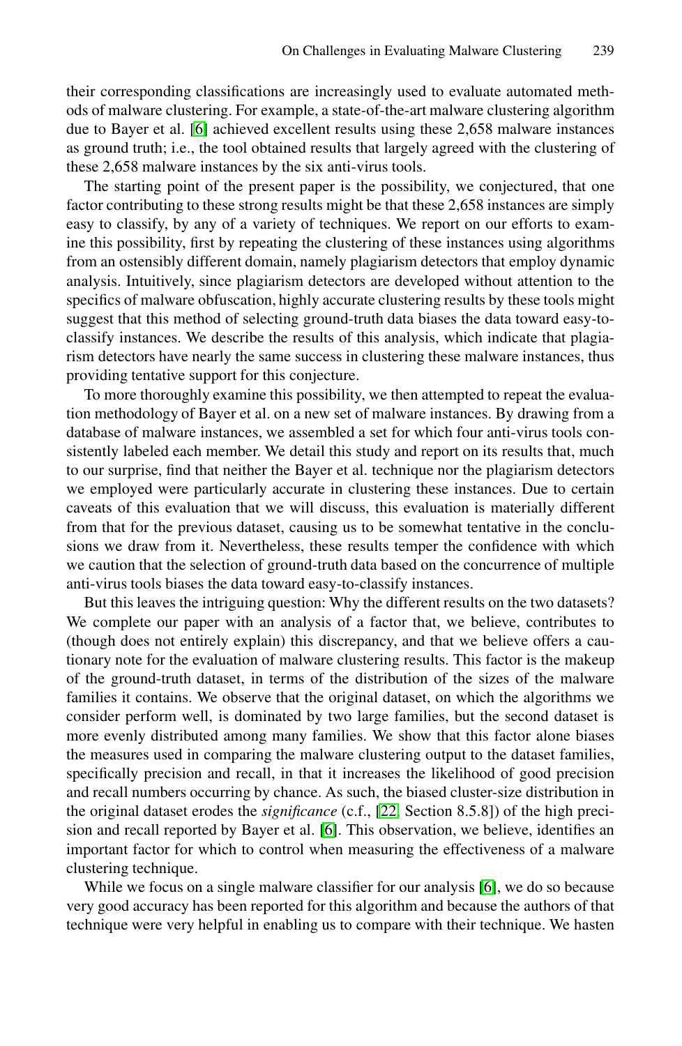their corresponding classifications are increasingly used to evaluate automated methods of malware clustering. For example, a state-of-the-art malware clustering algorithm due to Bayer et al. [6] achieved excellent results using these 2,658 malware instances as ground truth; i.e., the tool obtained results that largely agreed with the clustering of these 2,658 malware instances by the six anti-virus tools.

The starting point of the present paper is the possibility, we conjectured, that one factor contributing to these strong results might be that these 2,658 instances are simply easy to classify, by any of a variety of techniques. We report on our efforts to examine this possibility, first by repeating the clustering of these instances using algorithms from an ostensibly different domain, namely plagiarism detectors that employ dynamic analysis. Intuitively, since plagiarism detectors are developed without attention to the specifics of malware obfuscation, highly accurate clustering results by these tools might suggest that this method of selecting ground-truth data biases the data toward easy-to-classify instances. We describe the results of this analysis, which indicate that plagiarism detectors have nearly the same success in clustering these malware instances, thus providing tentative support for this conjecture.

To more thoroughly examine this possibility, we then attempted to repeat the evaluation methodology of Bayer et al. on a new set of malware instances. By drawing from a database of malware instances, we assembled a set for which four anti-virus tools consistently labeled each member. We detail this study and report on its results that, much to our surprise, find that neither the Bayer et al. technique nor the plagiarism detectors we employed were particularly accurate in clustering these instances. Due to certain caveats of this evaluation that we will discuss, this evaluation is materially different from that for the previous dataset, causing us to be somewhat tentative in the conclusions we draw from it. Nevertheless, these results temper the confidence with which we caution that the selection of ground-truth data based on the concurrence of multiple anti-virus tools biases the data toward easy-to-classify instances.

But this leaves the intriguing question: Why the different results on the two datasets? We complete our paper with an analysis of a factor that, we believe, contributes to (though does not entirely explain) this discrepancy, and that we believe offers a cautionary note for the evaluation of malware clustering results. This factor is the makeup of the ground-truth dataset, in terms of the distribution of the sizes of the malware families it contains. We observe that the original dataset, on which the algorithms we consider perform well, is dominated by two large families, but the second dataset is more evenly distributed among many families. We show that this factor alone biases the measures used in comparing the malware clustering output to the dataset families, specifically precision and recall, in that it increases the likelihood of good precision and recall numbers occurring by chance. As such, the biased cluster-size distribution in the original dataset erodes the *significance* (c.f., [22, Section 8.5.8]) of the high precision and recall reported by Bayer et al. [6]. This observation, we believe, identifies an important factor for which to control when measuring the effectiveness of a malware clustering technique.

While we focus on a single malware classifier for our analysis [6], we do so because very good accuracy has been reported for this algorithm and because the authors of that technique were very helpful in enabling us to compare with their technique. We hasten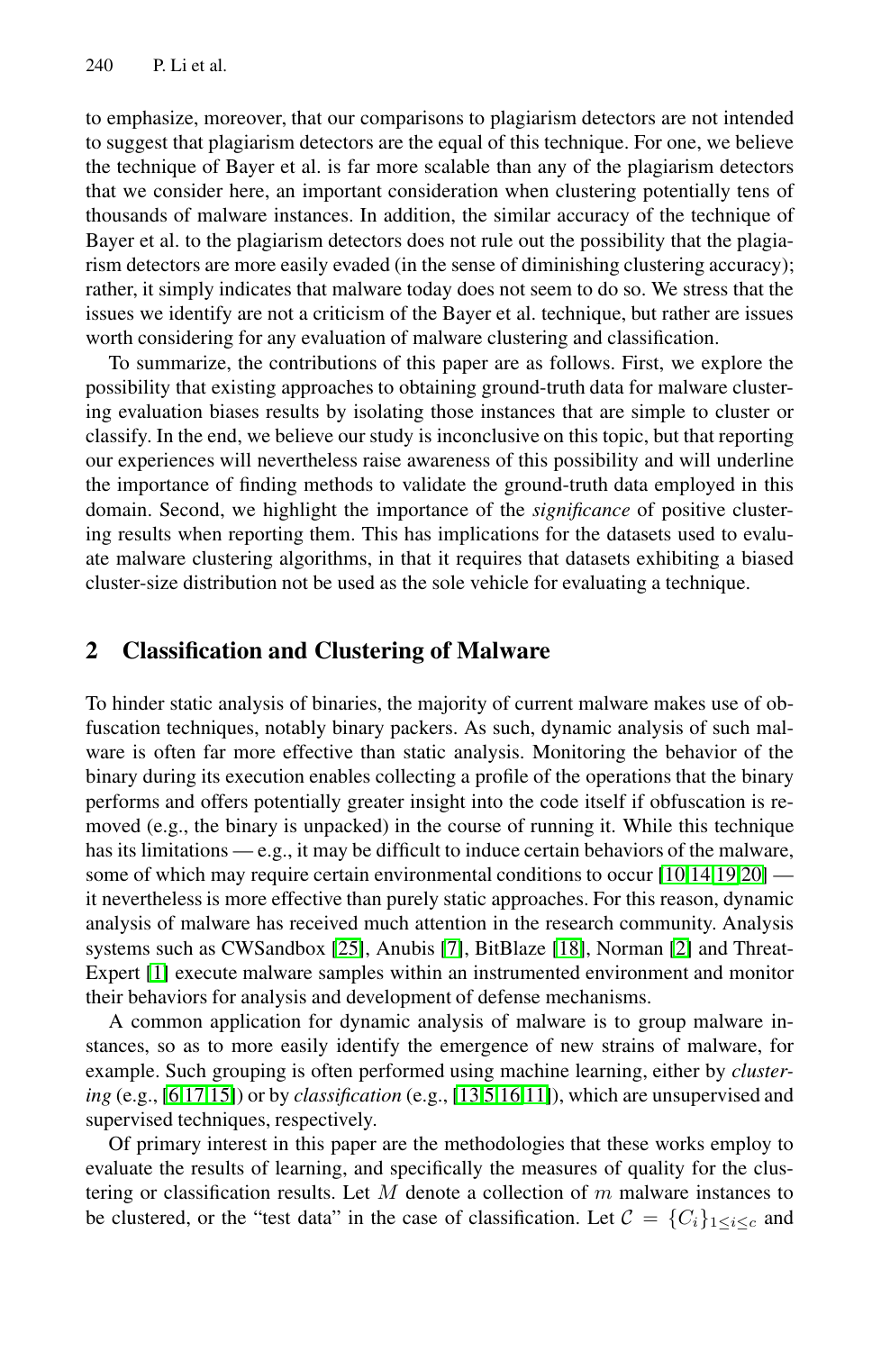to emphasize, moreover, that our comparisons to plagiarism detectors are not intended to suggest that plagiarism detectors are the equal of this technique. For one, we believe the technique of Bayer et al. is far more scalable than any of the plagiarism detectors that we consider here, an important consideration when clustering potentially tens of thousands of malware instances. In addition, the similar accuracy of the technique of Bayer et al. to the plagiarism detectors does not rule out the possibility that the plagiarism detectors are more easily evaded (in the sense of diminishing clustering accuracy); rather, it simply indicates that malware today does not seem to do so. We stress that the issues we identify are not a criticism of the Bayer et al. technique, but rather are issues worth considering for any evaluation of malware clustering and classification.

To summarize, the contributions of this paper are as follows. First, we explore the possibility that existing approaches to obtaining ground-truth data for malware clustering evaluation biases results by isolating those instances that are simple to cluster or classify. In the end, we believe our study is inconclusive on this topic, but that reporting our experiences will nevertheless raise awareness of this possibility and will underline the importance of finding methods to validate the ground-truth data employed in this domain. Second, we highlight the importance of the *significance* of positive clustering results when reporting them. This has implications for the datasets used to evaluate malware clustering algorithms, in that it requires that datasets exhibiting a biased cluster-size distribution not be used as the sole vehicle for evaluating a technique.

## 2 Classification and Clustering of Malware

To hinder static analysis of binaries, the majority of current malware makes use of obfuscation techniques, notably binary packers. As such, dynamic analysis of such malware is often far more effective than static analysis. Monitoring the behavior of the binary during its execution enables collecting a profile of the operations that the binary performs and offers potentially greater insight into the code itself if obfuscation is removed (e.g., the binary is unpacked) in the course of running it. While this technique has its limitations — e.g., it may be difficult to induce certain behaviors of the malware, some of which may require certain environmental conditions to occur [10,14,19,20] — it nevertheless is more effective than purely static approaches. For this reason, dynamic analysis of malware has received much attention in the research community. Analysis systems such as CWSandbox [25], Anubis [7], BitBlaze [18], Norman [2] and ThreatExpert [1] execute malware samples within an instrumented environment and monitor their behaviors for analysis and development of defense mechanisms.

A common application for dynamic analysis of malware is to group malware instances, so as to more easily identify the emergence of new strains of malware, for example. Such grouping is often performed using machine learning, either by *clustering* (e.g., [6,17,15]) or by *classification* (e.g., [13,5,16,11]), which are unsupervised and supervised techniques, respectively.

Of primary interest in this paper are the methodologies that these works employ to evaluate the results of learning, and specifically the measures of quality for the clustering or classification results. Let $M$ denote a collection of $m$ malware instances to be clustered, or the "test data" in the case of classification. Let $\mathcal{C} = \{C_i\}_{1 \leq i \leq c}$ and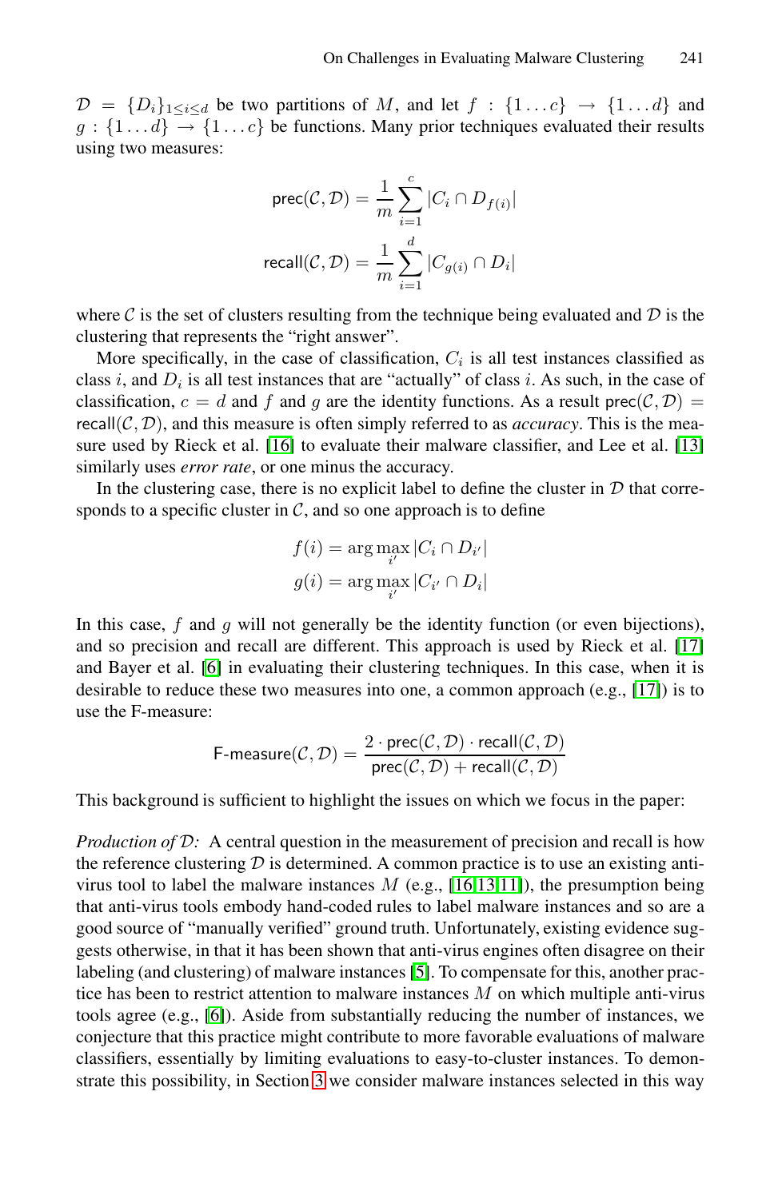$\mathcal{D} = \{D_i\}_{1 \le i \le d}$ be two partitions of $M$, and let $f : \{1 \ldots c\} \to \{1 \ldots d\}$ and $g : \{1 \ldots d\} \to \{1 \ldots c\}$ be functions. Many prior techniques evaluated their results using two measures:

$$\mathsf{prec}(\mathcal{C}, \mathcal{D}) = \frac{1}{m} \sum_{i=1}^{c} |C_i \cap D_{f(i)}|$$

$$\mathsf{recall}(\mathcal{C}, \mathcal{D}) = \frac{1}{m} \sum_{i=1}^{d} |C_{g(i)} \cap D_i|$$

where $\mathcal{C}$ is the set of clusters resulting from the technique being evaluated and $\mathcal{D}$ is the clustering that represents the "right answer".

More specifically, in the case of classification, $C_i$ is all test instances classified as class $i$, and $D_i$ is all test instances that are "actually" of class $i$. As such, in the case of classification, $c = d$ and $f$ and $g$ are the identity functions. As a result $\mathsf{prec}(\mathcal{C}, \mathcal{D}) = \mathsf{recall}(\mathcal{C}, \mathcal{D})$, and this measure is often simply referred to as *accuracy*. This is the measure used by Rieck et al. [16] to evaluate their malware classifier, and Lee et al. [13] similarly uses *error rate*, or one minus the accuracy.

In the clustering case, there is no explicit label to define the cluster in $\mathcal{D}$ that corresponds to a specific cluster in $\mathcal{C}$, and so one approach is to define

$$f(i) = \arg\max_{i'} |C_i \cap D_{i'}|$$

$$g(i) = \arg\max_{i'} |C_{i'} \cap D_i|$$

In this case, $f$ and $g$ will not generally be the identity function (or even bijections), and so precision and recall are different. This approach is used by Rieck et al. [17] and Bayer et al. [6] in evaluating their clustering techniques. In this case, when it is desirable to reduce these two measures into one, a common approach (e.g., [17]) is to use the F-measure:

$$\mathsf{F\text{-}measure}(\mathcal{C}, \mathcal{D}) = \frac{2 \cdot \mathsf{prec}(\mathcal{C}, \mathcal{D}) \cdot \mathsf{recall}(\mathcal{C}, \mathcal{D})}{\mathsf{prec}(\mathcal{C}, \mathcal{D}) + \mathsf{recall}(\mathcal{C}, \mathcal{D})}$$

This background is sufficient to highlight the issues on which we focus in the paper:

*Production of $\mathcal{D}$:* A central question in the measurement of precision and recall is how the reference clustering $\mathcal{D}$ is determined. A common practice is to use an existing anti-virus tool to label the malware instances $M$ (e.g., [16,13,11]), the presumption being that anti-virus tools embody hand-coded rules to label malware instances and so are a good source of "manually verified" ground truth. Unfortunately, existing evidence suggests otherwise, in that it has been shown that anti-virus engines often disagree on their labeling (and clustering) of malware instances [5]. To compensate for this, another practice has been to restrict attention to malware instances $M$ on which multiple anti-virus tools agree (e.g., [6]). Aside from substantially reducing the number of instances, we conjecture that this practice might contribute to more favorable evaluations of malware classifiers, essentially by limiting evaluations to easy-to-cluster instances. To demonstrate this possibility, in Section 3 we consider malware instances selected in this way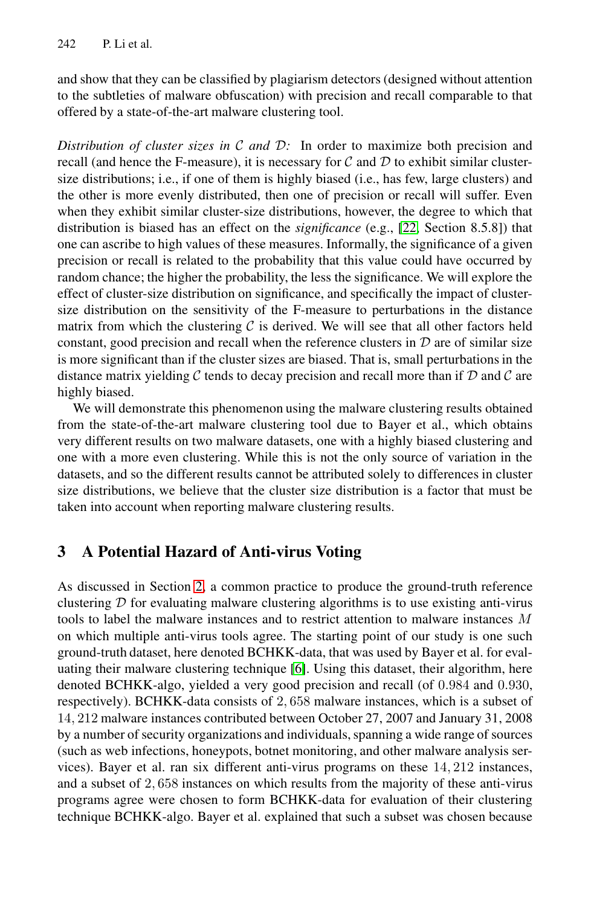and show that they can be classified by plagiarism detectors (designed without attention to the subtleties of malware obfuscation) with precision and recall comparable to that offered by a state-of-the-art malware clustering tool.

*Distribution of cluster sizes in $\mathcal{C}$ and $\mathcal{D}$:* In order to maximize both precision and recall (and hence the F-measure), it is necessary for $\mathcal{C}$ and $\mathcal{D}$ to exhibit similar cluster-size distributions; i.e., if one of them is highly biased (i.e., has few, large clusters) and the other is more evenly distributed, then one of precision or recall will suffer. Even when they exhibit similar cluster-size distributions, however, the degree to which that distribution is biased has an effect on the *significance* (e.g., [22, Section 8.5.8]) that one can ascribe to high values of these measures. Informally, the significance of a given precision or recall is related to the probability that this value could have occurred by random chance; the higher the probability, the less the significance. We will explore the effect of cluster-size distribution on significance, and specifically the impact of cluster-size distribution on the sensitivity of the F-measure to perturbations in the distance matrix from which the clustering $\mathcal{C}$ is derived. We will see that all other factors held constant, good precision and recall when the reference clusters in $\mathcal{D}$ are of similar size is more significant than if the cluster sizes are biased. That is, small perturbations in the distance matrix yielding $\mathcal{C}$ tends to decay precision and recall more than if $\mathcal{D}$ and $\mathcal{C}$ are highly biased.

We will demonstrate this phenomenon using the malware clustering results obtained from the state-of-the-art malware clustering tool due to Bayer et al., which obtains very different results on two malware datasets, one with a highly biased clustering and one with a more even clustering. While this is not the only source of variation in the datasets, and so the different results cannot be attributed solely to differences in cluster size distributions, we believe that the cluster size distribution is a factor that must be taken into account when reporting malware clustering results.

## 3 A Potential Hazard of Anti-virus Voting

As discussed in Section 2, a common practice to produce the ground-truth reference clustering $\mathcal{D}$ for evaluating malware clustering algorithms is to use existing anti-virus tools to label the malware instances and to restrict attention to malware instances $M$ on which multiple anti-virus tools agree. The starting point of our study is one such ground-truth dataset, here denoted BCHKK-data, that was used by Bayer et al. for evaluating their malware clustering technique [6]. Using this dataset, their algorithm, here denoted BCHKK-algo, yielded a very good precision and recall (of $0.984$ and $0.930$, respectively). BCHKK-data consists of $2,658$ malware instances, which is a subset of $14,212$ malware instances contributed between October 27, 2007 and January 31, 2008 by a number of security organizations and individuals, spanning a wide range of sources (such as web infections, honeypots, botnet monitoring, and other malware analysis services). Bayer et al. ran six different anti-virus programs on these $14,212$ instances, and a subset of $2,658$ instances on which results from the majority of these anti-virus programs agree were chosen to form BCHKK-data for evaluation of their clustering technique BCHKK-algo. Bayer et al. explained that such a subset was chosen because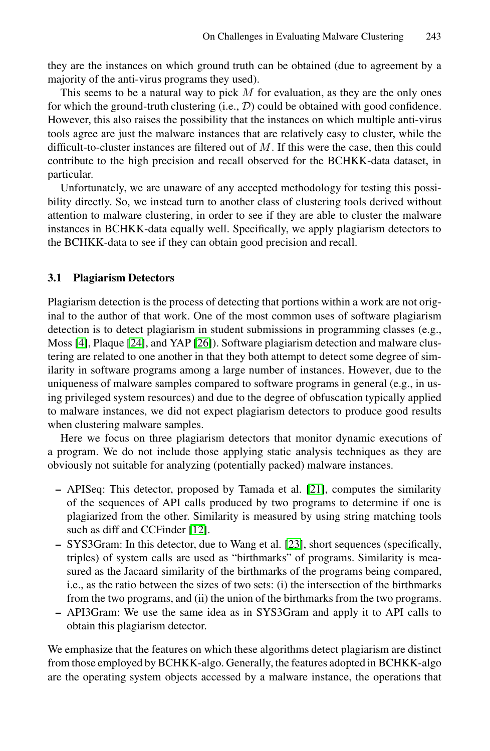they are the instances on which ground truth can be obtained (due to agreement by a majority of the anti-virus programs they used).

This seems to be a natural way to pick $M$ for evaluation, as they are the only ones for which the ground-truth clustering (i.e., $\mathcal{D}$) could be obtained with good confidence. However, this also raises the possibility that the instances on which multiple anti-virus tools agree are just the malware instances that are relatively easy to cluster, while the difficult-to-cluster instances are filtered out of $M$. If this were the case, then this could contribute to the high precision and recall observed for the BCHKK-data dataset, in particular.

Unfortunately, we are unaware of any accepted methodology for testing this possibility directly. So, we instead turn to another class of clustering tools derived without attention to malware clustering, in order to see if they are able to cluster the malware instances in BCHKK-data equally well. Specifically, we apply plagiarism detectors to the BCHKK-data to see if they can obtain good precision and recall.

### 3.1 Plagiarism Detectors

Plagiarism detection is the process of detecting that portions within a work are not original to the author of that work. One of the most common uses of software plagiarism detection is to detect plagiarism in student submissions in programming classes (e.g., Moss [4], Plaque [24], and YAP [26]). Software plagiarism detection and malware clustering are related to one another in that they both attempt to detect some degree of similarity in software programs among a large number of instances. However, due to the uniqueness of malware samples compared to software programs in general (e.g., in using privileged system resources) and due to the degree of obfuscation typically applied to malware instances, we did not expect plagiarism detectors to produce good results when clustering malware samples.

Here we focus on three plagiarism detectors that monitor dynamic executions of a program. We do not include those applying static analysis techniques as they are obviously not suitable for analyzing (potentially packed) malware instances.

- APISeq: This detector, proposed by Tamada et al. [21], computes the similarity of the sequences of API calls produced by two programs to determine if one is plagiarized from the other. Similarity is measured by using string matching tools such as diff and CCFinder [12].
- SYS3Gram: In this detector, due to Wang et al. [23], short sequences (specifically, triples) of system calls are used as "birthmarks" of programs. Similarity is measured as the Jacaard similarity of the birthmarks of the programs being compared, i.e., as the ratio between the sizes of two sets: (i) the intersection of the birthmarks from the two programs, and (ii) the union of the birthmarks from the two programs.
- API3Gram: We use the same idea as in SYS3Gram and apply it to API calls to obtain this plagiarism detector.

We emphasize that the features on which these algorithms detect plagiarism are distinct from those employed by BCHKK-algo. Generally, the features adopted in BCHKK-algo are the operating system objects accessed by a malware instance, the operations that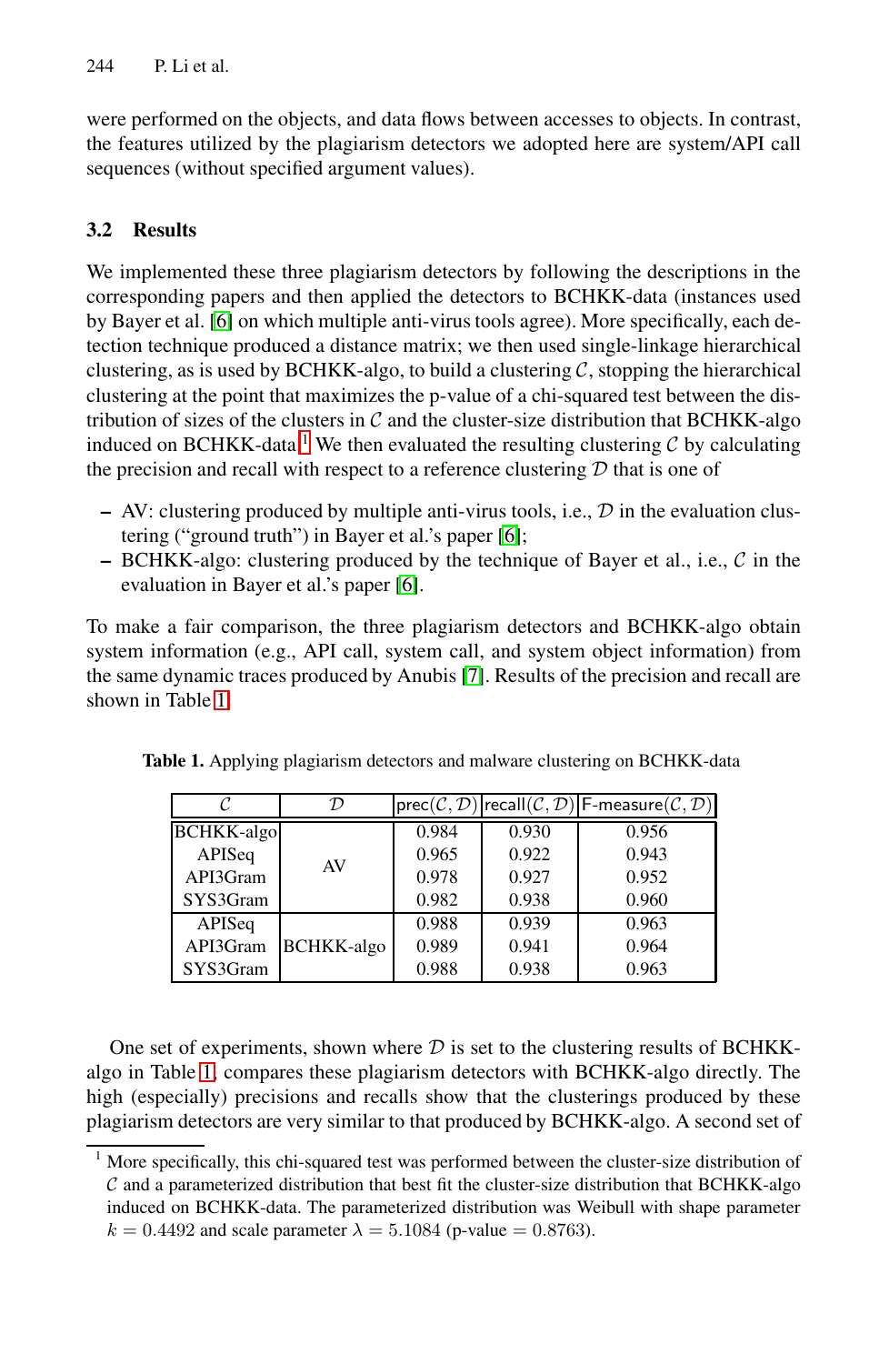were performed on the objects, and data flows between accesses to objects. In contrast, the features utilized by the plagiarism detectors we adopted here are system/API call sequences (without specified argument values).

### 3.2 Results

We implemented these three plagiarism detectors by following the descriptions in the corresponding papers and then applied the detectors to BCHKK-data (instances used by Bayer et al. [6] on which multiple anti-virus tools agree). More specifically, each detection technique produced a distance matrix; we then used single-linkage hierarchical clustering, as is used by BCHKK-algo, to build a clustering $\mathcal{C}$, stopping the hierarchical clustering at the point that maximizes the p-value of a chi-squared test between the distribution of sizes of the clusters in $\mathcal{C}$ and the cluster-size distribution that BCHKK-algo induced on BCHKK-data.[1] We then evaluated the resulting clustering $\mathcal{C}$ by calculating the precision and recall with respect to a reference clustering $\mathcal{D}$ that is one of

- AV: clustering produced by multiple anti-virus tools, i.e., $\mathcal{D}$ in the evaluation clustering ("ground truth") in Bayer et al.'s paper [6];
- BCHKK-algo: clustering produced by the technique of Bayer et al., i.e., $\mathcal{C}$ in the evaluation in Bayer et al.'s paper [6].

To make a fair comparison, the three plagiarism detectors and BCHKK-algo obtain system information (e.g., API call, system call, and system object information) from the same dynamic traces produced by Anubis [7]. Results of the precision and recall are shown in Table 1.

**Table 1.** Applying plagiarism detectors and malware clustering on BCHKK-data

| $\mathcal{C}$ | $\mathcal{D}$ | prec($\mathcal{C}, \mathcal{D}$) | recall($\mathcal{C}, \mathcal{D}$) | F-measure($\mathcal{C}, \mathcal{D}$) |
|---|---|---|---|---|
| BCHKK-algo | AV | 0.984 | 0.930 | 0.956 |
| APISeq | AV | 0.965 | 0.922 | 0.943 |
| API3Gram | AV | 0.978 | 0.927 | 0.952 |
| SYS3Gram | AV | 0.982 | 0.938 | 0.960 |
| APISeq | BCHKK-algo | 0.988 | 0.939 | 0.963 |
| API3Gram | BCHKK-algo | 0.989 | 0.941 | 0.964 |
| SYS3Gram | BCHKK-algo | 0.988 | 0.938 | 0.963 |

One set of experiments, shown where $\mathcal{D}$ is set to the clustering results of BCHKK-algo in Table 1, compares these plagiarism detectors with BCHKK-algo directly. The high (especially) precisions and recalls show that the clusterings produced by these plagiarism detectors are very similar to that produced by BCHKK-algo. A second set of

[1] More specifically, this chi-squared test was performed between the cluster-size distribution of $\mathcal{C}$ and a parameterized distribution that best fit the cluster-size distribution that BCHKK-algo induced on BCHKK-data. The parameterized distribution was Weibull with shape parameter $k = 0.4492$ and scale parameter $\lambda = 5.1084$ (p-value $= 0.8763$).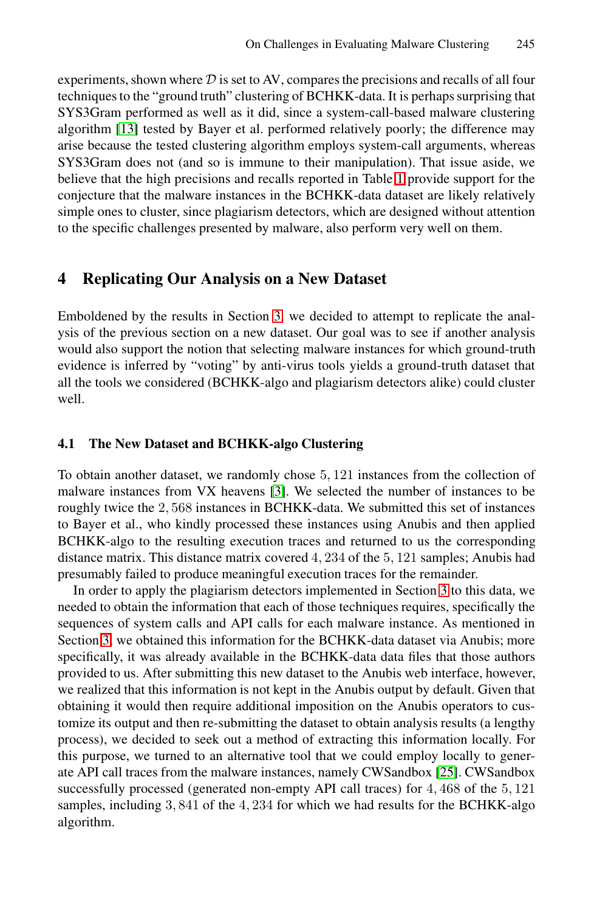experiments, shown where $\mathcal{D}$ is set to AV, compares the precisions and recalls of all four techniques to the "ground truth" clustering of BCHKK-data. It is perhaps surprising that SYS3Gram performed as well as it did, since a system-call-based malware clustering algorithm [13] tested by Bayer et al. performed relatively poorly; the difference may arise because the tested clustering algorithm employs system-call arguments, whereas SYS3Gram does not (and so is immune to their manipulation). That issue aside, we believe that the high precisions and recalls reported in Table 1 provide support for the conjecture that the malware instances in the BCHKK-data dataset are likely relatively simple ones to cluster, since plagiarism detectors, which are designed without attention to the specific challenges presented by malware, also perform very well on them.

## 4 Replicating Our Analysis on a New Dataset

Emboldened by the results in Section 3, we decided to attempt to replicate the analysis of the previous section on a new dataset. Our goal was to see if another analysis would also support the notion that selecting malware instances for which ground-truth evidence is inferred by "voting" by anti-virus tools yields a ground-truth dataset that all the tools we considered (BCHKK-algo and plagiarism detectors alike) could cluster well.

### 4.1 The New Dataset and BCHKK-algo Clustering

To obtain another dataset, we randomly chose $5,121$ instances from the collection of malware instances from VX heavens [3]. We selected the number of instances to be roughly twice the $2,568$ instances in BCHKK-data. We submitted this set of instances to Bayer et al., who kindly processed these instances using Anubis and then applied BCHKK-algo to the resulting execution traces and returned to us the corresponding distance matrix. This distance matrix covered $4,234$ of the $5,121$ samples; Anubis had presumably failed to produce meaningful execution traces for the remainder.

In order to apply the plagiarism detectors implemented in Section 3 to this data, we needed to obtain the information that each of those techniques requires, specifically the sequences of system calls and API calls for each malware instance. As mentioned in Section 3, we obtained this information for the BCHKK-data dataset via Anubis; more specifically, it was already available in the BCHKK-data data files that those authors provided to us. After submitting this new dataset to the Anubis web interface, however, we realized that this information is not kept in the Anubis output by default. Given that obtaining it would then require additional imposition on the Anubis operators to customize its output and then re-submitting the dataset to obtain analysis results (a lengthy process), we decided to seek out a method of extracting this information locally. For this purpose, we turned to an alternative tool that we could employ locally to generate API call traces from the malware instances, namely CWSandbox [25]. CWSandbox successfully processed (generated non-empty API call traces) for $4,468$ of the $5,121$ samples, including $3,841$ of the $4,234$ for which we had results for the BCHKK-algo algorithm.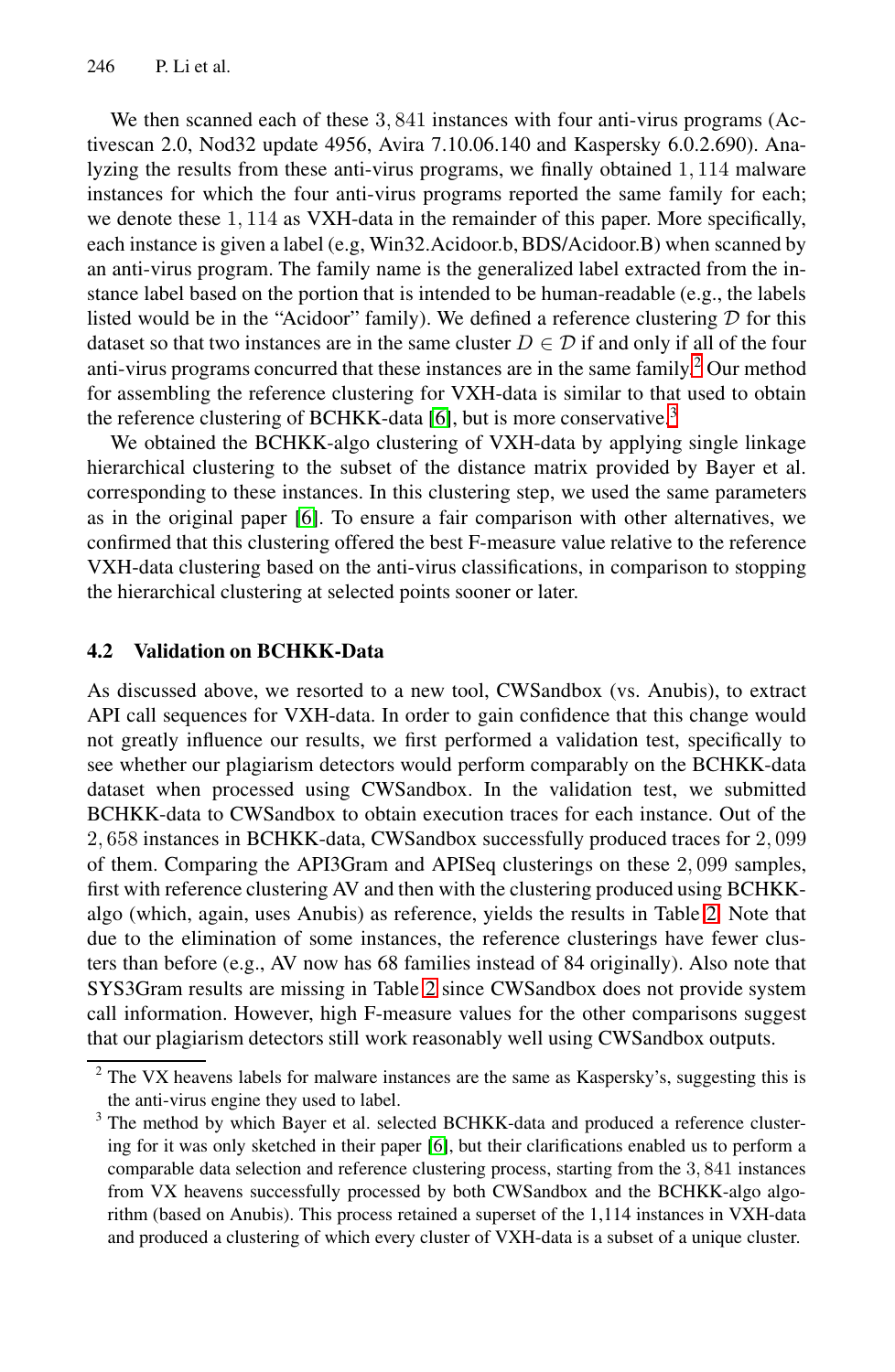We then scanned each of these 3, 841 instances with four anti-virus programs (Activescan 2.0, Nod32 update 4956, Avira 7.10.06.140 and Kaspersky 6.0.2.690). Analyzing the results from these anti-virus programs, we finally obtained 1, 114 malware instances for which the four anti-virus programs reported the same family for each; we denote these 1, 114 as VXH-data in the remainder of this paper. More specifically, each instance is given a label (e.g, Win32.Acidoor.b, BDS/Acidoor.B) when scanned by an anti-virus program. The family name is the generalized label extracted from the instance label based on the portion that is intended to be human-readable (e.g., the labels listed would be in the "Acidoor" family). We defined a reference clustering $\mathcal{D}$ for this dataset so that two instances are in the same cluster $D \in \mathcal{D}$ if and only if all of the four anti-virus programs concurred that these instances are in the same family.[2] Our method for assembling the reference clustering for VXH-data is similar to that used to obtain the reference clustering of BCHKK-data [6], but is more conservative.[3]

We obtained the BCHKK-algo clustering of VXH-data by applying single linkage hierarchical clustering to the subset of the distance matrix provided by Bayer et al. corresponding to these instances. In this clustering step, we used the same parameters as in the original paper [6]. To ensure a fair comparison with other alternatives, we confirmed that this clustering offered the best F-measure value relative to the reference VXH-data clustering based on the anti-virus classifications, in comparison to stopping the hierarchical clustering at selected points sooner or later.

### 4.2 Validation on BCHKK-Data

As discussed above, we resorted to a new tool, CWSandbox (vs. Anubis), to extract API call sequences for VXH-data. In order to gain confidence that this change would not greatly influence our results, we first performed a validation test, specifically to see whether our plagiarism detectors would perform comparably on the BCHKK-data dataset when processed using CWSandbox. In the validation test, we submitted BCHKK-data to CWSandbox to obtain execution traces for each instance. Out of the 2, 658 instances in BCHKK-data, CWSandbox successfully produced traces for 2, 099 of them. Comparing the API3Gram and APISeq clusterings on these 2, 099 samples, first with reference clustering AV and then with the clustering produced using BCHKK-algo (which, again, uses Anubis) as reference, yields the results in Table 2. Note that due to the elimination of some instances, the reference clusterings have fewer clusters than before (e.g., AV now has 68 families instead of 84 originally). Also note that SYS3Gram results are missing in Table 2 since CWSandbox does not provide system call information. However, high F-measure values for the other comparisons suggest that our plagiarism detectors still work reasonably well using CWSandbox outputs.

---

[2] The VX heavens labels for malware instances are the same as Kaspersky's, suggesting this is the anti-virus engine they used to label.

[3] The method by which Bayer et al. selected BCHKK-data and produced a reference clustering for it was only sketched in their paper [6], but their clarifications enabled us to perform a comparable data selection and reference clustering process, starting from the 3, 841 instances from VX heavens successfully processed by both CWSandbox and the BCHKK-algo algorithm (based on Anubis). This process retained a superset of the 1,114 instances in VXH-data and produced a clustering of which every cluster of VXH-data is a subset of a unique cluster.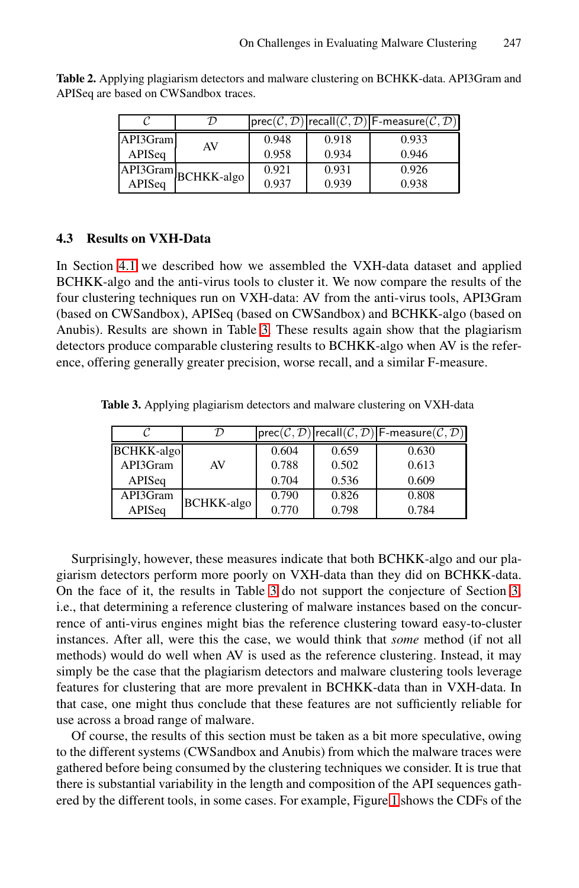**Table 2.** Applying plagiarism detectors and malware clustering on BCHKK-data. API3Gram and APISeq are based on CWSandbox traces.

| $\mathcal{C}$ | $\mathcal{D}$ | prec$(\mathcal{C}, \mathcal{D})$ | recall$(\mathcal{C}, \mathcal{D})$ | F-measure$(\mathcal{C}, \mathcal{D})$ |
|---|---|---|---|---|
| API3Gram | AV | 0.948 | 0.918 | 0.933 |
| APISeq | | 0.958 | 0.934 | 0.946 |
| API3Gram | BCHKK-algo | 0.921 | 0.931 | 0.926 |
| APISeq | | 0.937 | 0.939 | 0.938 |

### 4.3 Results on VXH-Data

In Section 4.1 we described how we assembled the VXH-data dataset and applied BCHKK-algo and the anti-virus tools to cluster it. We now compare the results of the four clustering techniques run on VXH-data: AV from the anti-virus tools, API3Gram (based on CWSandbox), APISeq (based on CWSandbox) and BCHKK-algo (based on Anubis). Results are shown in Table 3. These results again show that the plagiarism detectors produce comparable clustering results to BCHKK-algo when AV is the reference, offering generally greater precision, worse recall, and a similar F-measure.

**Table 3.** Applying plagiarism detectors and malware clustering on VXH-data

| $\mathcal{C}$ | $\mathcal{D}$ | prec$(\mathcal{C}, \mathcal{D})$ | recall$(\mathcal{C}, \mathcal{D})$ | F-measure$(\mathcal{C}, \mathcal{D})$ |
|---|---|---|---|---|
| BCHKK-algo | AV | 0.604 | 0.659 | 0.630 |
| API3Gram | | 0.788 | 0.502 | 0.613 |
| APISeq | | 0.704 | 0.536 | 0.609 |
| API3Gram | BCHKK-algo | 0.790 | 0.826 | 0.808 |
| APISeq | | 0.770 | 0.798 | 0.784 |

Surprisingly, however, these measures indicate that both BCHKK-algo and our plagiarism detectors perform more poorly on VXH-data than they did on BCHKK-data. On the face of it, the results in Table 3 do not support the conjecture of Section 3, i.e., that determining a reference clustering of malware instances based on the concurrence of anti-virus engines might bias the reference clustering toward easy-to-cluster instances. After all, were this the case, we would think that *some* method (if not all methods) would do well when AV is used as the reference clustering. Instead, it may simply be the case that the plagiarism detectors and malware clustering tools leverage features for clustering that are more prevalent in BCHKK-data than in VXH-data. In that case, one might thus conclude that these features are not sufficiently reliable for use across a broad range of malware.

Of course, the results of this section must be taken as a bit more speculative, owing to the different systems (CWSandbox and Anubis) from which the malware traces were gathered before being consumed by the clustering techniques we consider. It is true that there is substantial variability in the length and composition of the API sequences gathered by the different tools, in some cases. For example, Figure 1 shows the CDFs of the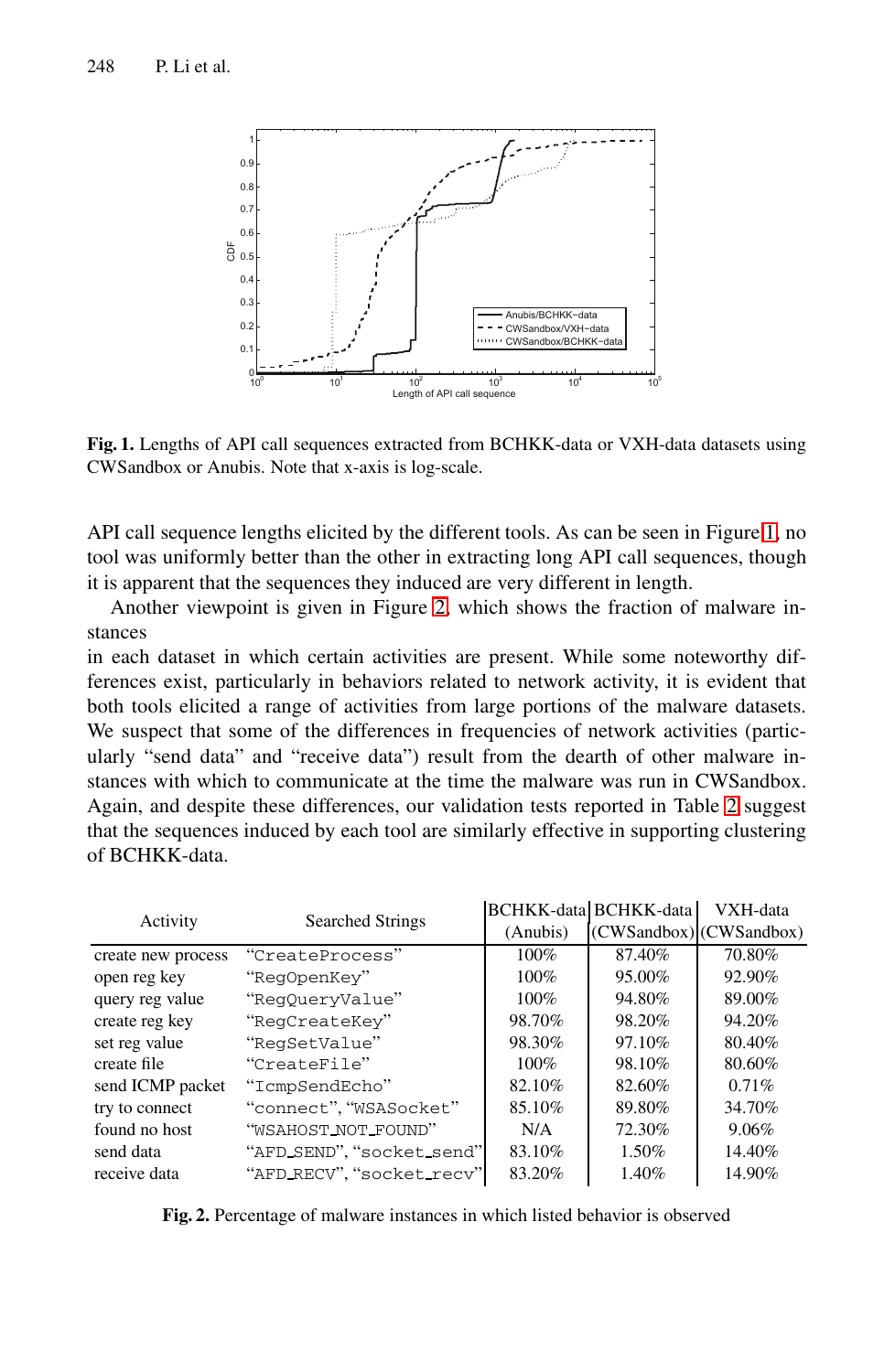**Fig. 1.** Lengths of API call sequences extracted from BCHKK-data or VXH-data datasets using CWSandbox or Anubis. Note that x-axis is log-scale.

API call sequence lengths elicited by the different tools. As can be seen in Figure 1, no tool was uniformly better than the other in extracting long API call sequences, though it is apparent that the sequences they induced are very different in length.

Another viewpoint is given in Figure 2, which shows the fraction of malware instances in each dataset in which certain activities are present. While some noteworthy differences exist, particularly in behaviors related to network activity, it is evident that both tools elicited a range of activities from large portions of the malware datasets. We suspect that some of the differences in frequencies of network activities (particularly "send data" and "receive data") result from the dearth of other malware instances with which to communicate at the time the malware was run in CWSandbox. Again, and despite these differences, our validation tests reported in Table 2 suggest that the sequences induced by each tool are similarly effective in supporting clustering of BCHKK-data.

| Activity | Searched Strings | BCHKK-data (Anubis) | BCHKK-data (CWSandbox) | VXH-data (CWSandbox) |
|---|---|---|---|---|
| create new process | "CreateProcess" | 100% | 87.40% | 70.80% |
| open reg key | "RegOpenKey" | 100% | 95.00% | 92.90% |
| query reg value | "RegQueryValue" | 100% | 94.80% | 89.00% |
| create reg key | "RegCreateKey" | 98.70% | 98.20% | 94.20% |
| set reg value | "RegSetValue" | 98.30% | 97.10% | 80.40% |
| create file | "CreateFile" | 100% | 98.10% | 80.60% |
| send ICMP packet | "IcmpSendEcho" | 82.10% | 82.60% | 0.71% |
| try to connect | "connect", "WSASocket" | 85.10% | 89.80% | 34.70% |
| found no host | "WSAHOST_NOT_FOUND" | N/A | 72.30% | 9.06% |
| send data | "AFD_SEND", "socket_send" | 83.10% | 1.50% | 14.40% |
| receive data | "AFD_RECV", "socket_recv" | 83.20% | 1.40% | 14.90% |

**Fig. 2.** Percentage of malware instances in which listed behavior is observed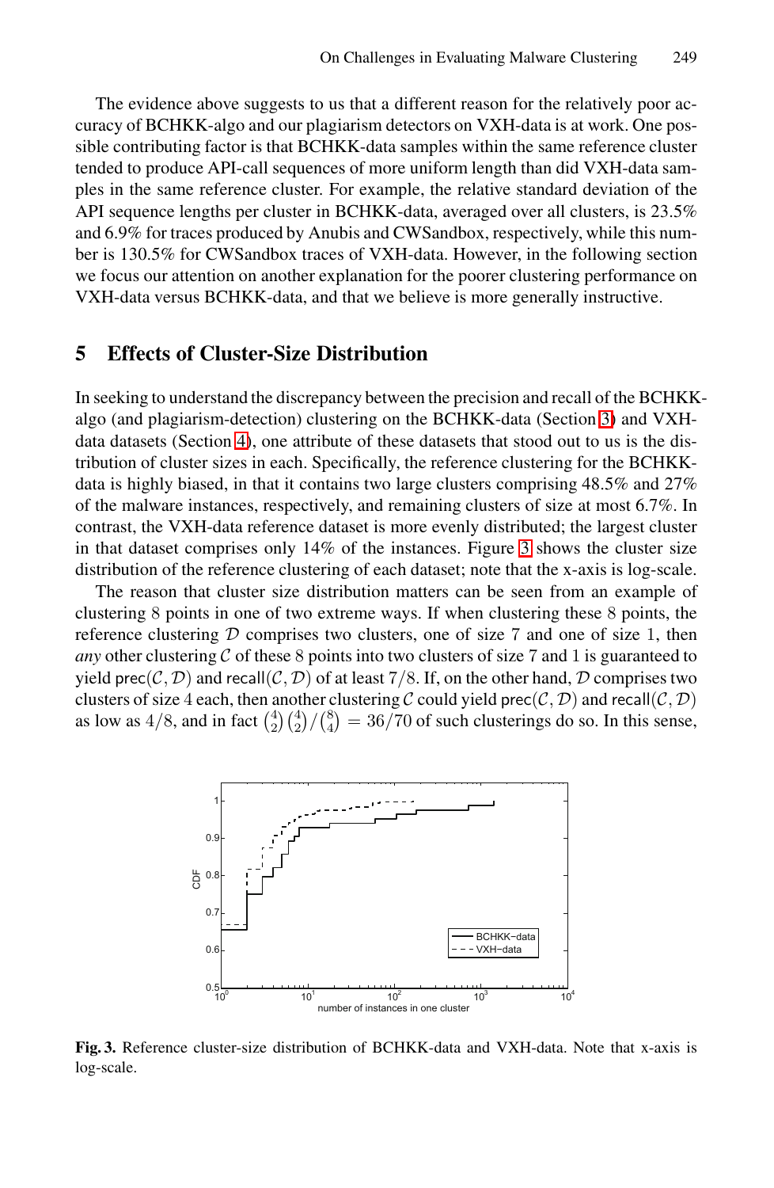The evidence above suggests to us that a different reason for the relatively poor accuracy of BCHKK-algo and our plagiarism detectors on VXH-data is at work. One possible contributing factor is that BCHKK-data samples within the same reference cluster tended to produce API-call sequences of more uniform length than did VXH-data samples in the same reference cluster. For example, the relative standard deviation of the API sequence lengths per cluster in BCHKK-data, averaged over all clusters, is 23.5% and 6.9% for traces produced by Anubis and CWSandbox, respectively, while this number is 130.5% for CWSandbox traces of VXH-data. However, in the following section we focus our attention on another explanation for the poorer clustering performance on VXH-data versus BCHKK-data, and that we believe is more generally instructive.

## 5 Effects of Cluster-Size Distribution

In seeking to understand the discrepancy between the precision and recall of the BCHKK-algo (and plagiarism-detection) clustering on the BCHKK-data (Section 3) and VXH-data datasets (Section 4), one attribute of these datasets that stood out to us is the distribution of cluster sizes in each. Specifically, the reference clustering for the BCHKK-data is highly biased, in that it contains two large clusters comprising 48.5% and 27% of the malware instances, respectively, and remaining clusters of size at most 6.7%. In contrast, the VXH-data reference dataset is more evenly distributed; the largest cluster in that dataset comprises only 14% of the instances. Figure 3 shows the cluster size distribution of the reference clustering of each dataset; note that the x-axis is log-scale.

The reason that cluster size distribution matters can be seen from an example of clustering $8$ points in one of two extreme ways. If when clustering these $8$ points, the reference clustering $\mathcal{D}$ comprises two clusters, one of size $7$ and one of size $1$, then *any* other clustering $\mathcal{C}$ of these $8$ points into two clusters of size $7$ and $1$ is guaranteed to yield $\mathsf{prec}(\mathcal{C}, \mathcal{D})$ and $\mathsf{recall}(\mathcal{C}, \mathcal{D})$ of at least $7/8$. If, on the other hand, $\mathcal{D}$ comprises two clusters of size $4$ each, then another clustering $\mathcal{C}$ could yield $\mathsf{prec}(\mathcal{C}, \mathcal{D})$ and $\mathsf{recall}(\mathcal{C}, \mathcal{D})$ as low as $4/8$, and in fact $\binom{4}{2}\binom{4}{2}/\binom{8}{4} = 36/70$ of such clusterings do so. In this sense,

**Fig. 3.** Reference cluster-size distribution of BCHKK-data and VXH-data. Note that x-axis is log-scale.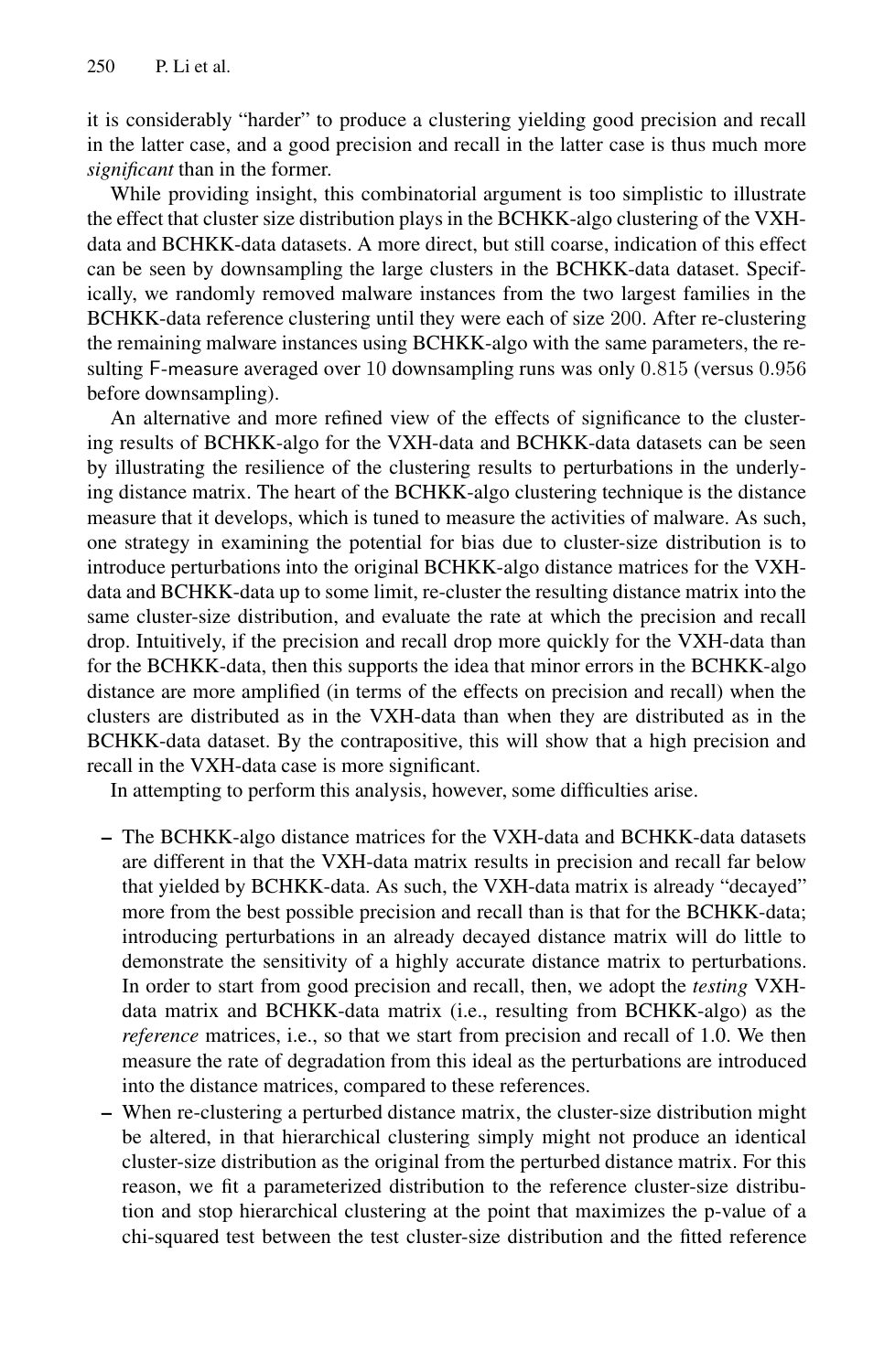it is considerably "harder" to produce a clustering yielding good precision and recall in the latter case, and a good precision and recall in the latter case is thus much more *significant* than in the former.

While providing insight, this combinatorial argument is too simplistic to illustrate the effect that cluster size distribution plays in the BCHKK-algo clustering of the VXH-data and BCHKK-data datasets. A more direct, but still coarse, indication of this effect can be seen by downsampling the large clusters in the BCHKK-data dataset. Specifically, we randomly removed malware instances from the two largest families in the BCHKK-data reference clustering until they were each of size 200. After re-clustering the remaining malware instances using BCHKK-algo with the same parameters, the resulting F-measure averaged over 10 downsampling runs was only 0.815 (versus 0.956 before downsampling).

An alternative and more refined view of the effects of significance to the clustering results of BCHKK-algo for the VXH-data and BCHKK-data datasets can be seen by illustrating the resilience of the clustering results to perturbations in the underlying distance matrix. The heart of the BCHKK-algo clustering technique is the distance measure that it develops, which is tuned to measure the activities of malware. As such, one strategy in examining the potential for bias due to cluster-size distribution is to introduce perturbations into the original BCHKK-algo distance matrices for the VXH-data and BCHKK-data up to some limit, re-cluster the resulting distance matrix into the same cluster-size distribution, and evaluate the rate at which the precision and recall drop. Intuitively, if the precision and recall drop more quickly for the VXH-data than for the BCHKK-data, then this supports the idea that minor errors in the BCHKK-algo distance are more amplified (in terms of the effects on precision and recall) when the clusters are distributed as in the VXH-data than when they are distributed as in the BCHKK-data dataset. By the contrapositive, this will show that a high precision and recall in the VXH-data case is more significant.

In attempting to perform this analysis, however, some difficulties arise.

- The BCHKK-algo distance matrices for the VXH-data and BCHKK-data datasets are different in that the VXH-data matrix results in precision and recall far below that yielded by BCHKK-data. As such, the VXH-data matrix is already "decayed" more from the best possible precision and recall than is that for the BCHKK-data; introducing perturbations in an already decayed distance matrix will do little to demonstrate the sensitivity of a highly accurate distance matrix to perturbations. In order to start from good precision and recall, then, we adopt the *testing* VXH-data matrix and BCHKK-data matrix (i.e., resulting from BCHKK-algo) as the *reference* matrices, i.e., so that we start from precision and recall of 1.0. We then measure the rate of degradation from this ideal as the perturbations are introduced into the distance matrices, compared to these references.
- When re-clustering a perturbed distance matrix, the cluster-size distribution might be altered, in that hierarchical clustering simply might not produce an identical cluster-size distribution as the original from the perturbed distance matrix. For this reason, we fit a parameterized distribution to the reference cluster-size distribution and stop hierarchical clustering at the point that maximizes the p-value of a chi-squared test between the test cluster-size distribution and the fitted reference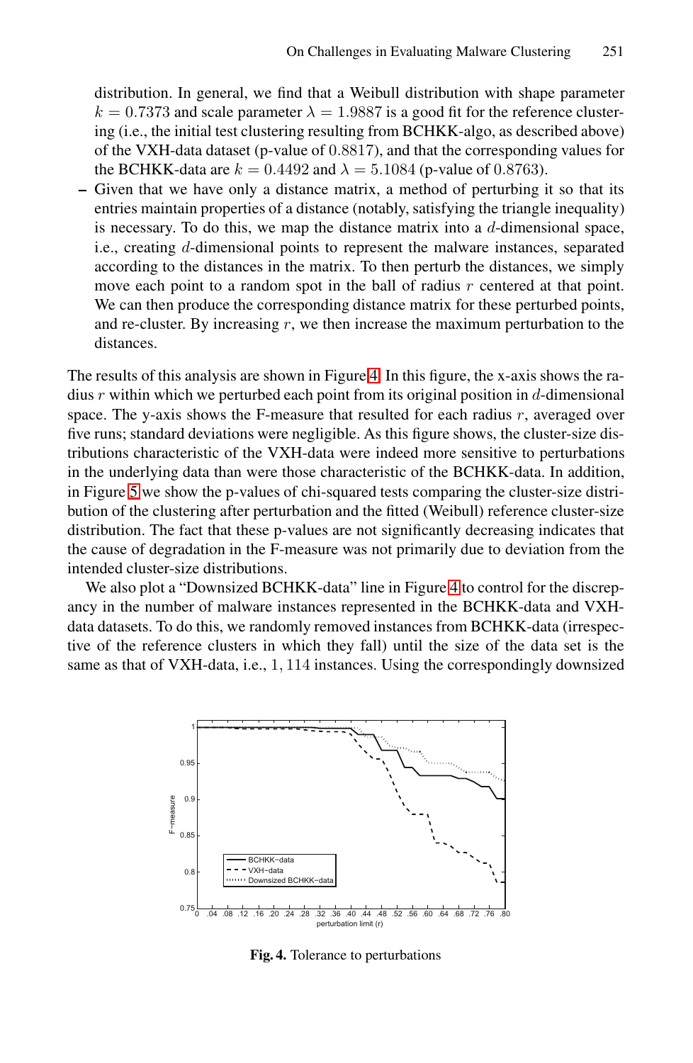distribution. In general, we find that a Weibull distribution with shape parameter $k = 0.7373$ and scale parameter $\lambda = 1.9887$ is a good fit for the reference clustering (i.e., the initial test clustering resulting from BCHKK-algo, as described above) of the VXH-data dataset (p-value of $0.8817$), and that the corresponding values for the BCHKK-data are $k = 0.4492$ and $\lambda = 5.1084$ (p-value of $0.8763$).

– Given that we have only a distance matrix, a method of perturbing it so that its entries maintain properties of a distance (notably, satisfying the triangle inequality) is necessary. To do this, we map the distance matrix into a $d$-dimensional space, i.e., creating $d$-dimensional points to represent the malware instances, separated according to the distances in the matrix. To then perturb the distances, we simply move each point to a random spot in the ball of radius $r$ centered at that point. We can then produce the corresponding distance matrix for these perturbed points, and re-cluster. By increasing $r$, we then increase the maximum perturbation to the distances.

The results of this analysis are shown in Figure 4. In this figure, the x-axis shows the radius $r$ within which we perturbed each point from its original position in $d$-dimensional space. The y-axis shows the F-measure that resulted for each radius $r$, averaged over five runs; standard deviations were negligible. As this figure shows, the cluster-size distributions characteristic of the VXH-data were indeed more sensitive to perturbations in the underlying data than were those characteristic of the BCHKK-data. In addition, in Figure 5 we show the p-values of chi-squared tests comparing the cluster-size distribution of the clustering after perturbation and the fitted (Weibull) reference cluster-size distribution. The fact that these p-values are not significantly decreasing indicates that the cause of degradation in the F-measure was not primarily due to deviation from the intended cluster-size distributions.

We also plot a "Downsized BCHKK-data" line in Figure 4 to control for the discrepancy in the number of malware instances represented in the BCHKK-data and VXH-data datasets. To do this, we randomly removed instances from BCHKK-data (irrespective of the reference clusters in which they fall) until the size of the data set is the same as that of VXH-data, i.e., $1,114$ instances. Using the correspondingly downsized

**Fig. 4.** Tolerance to perturbations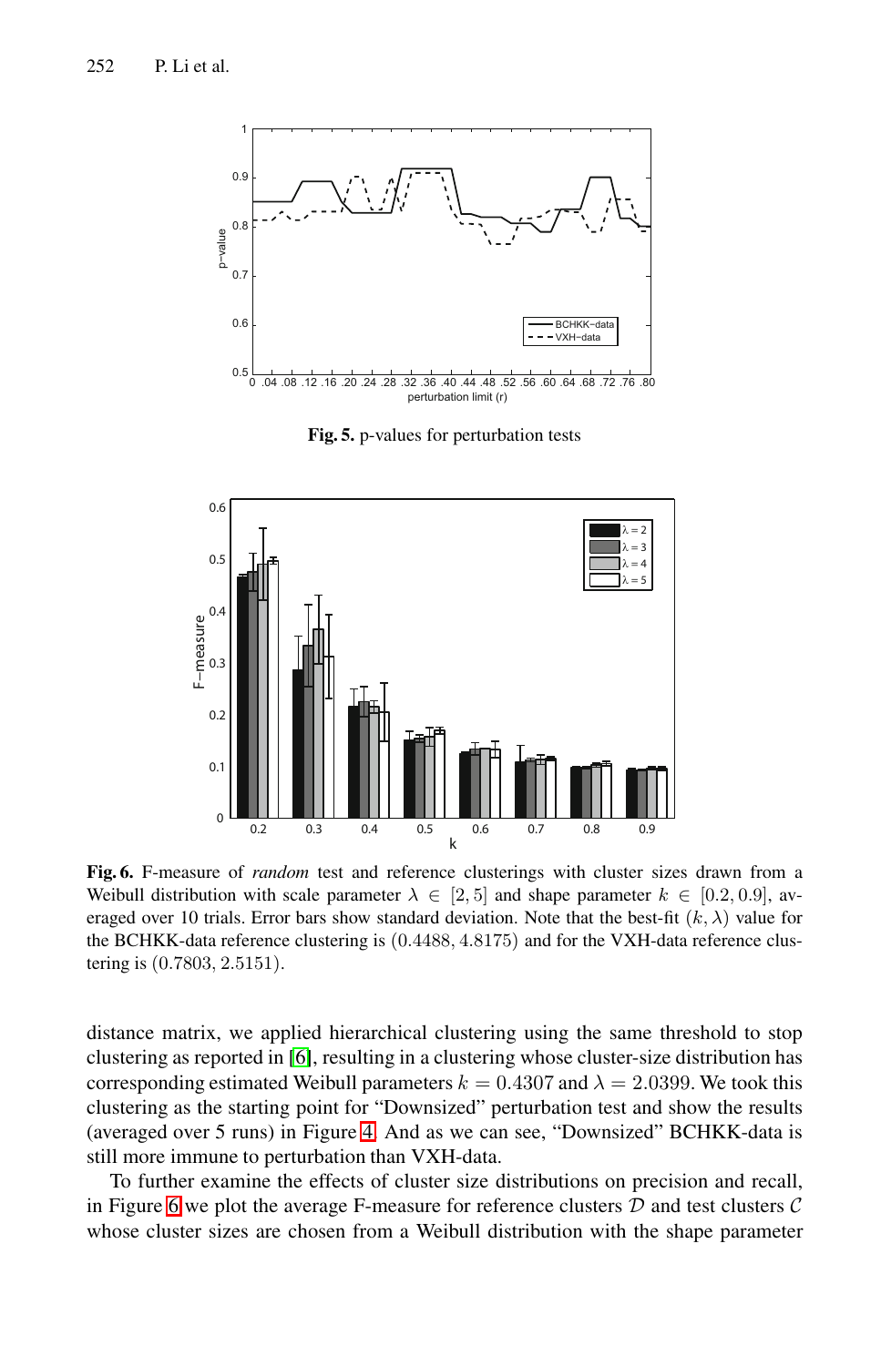**Fig. 5.** p-values for perturbation tests

**Fig. 6.** F-measure of *random* test and reference clusterings with cluster sizes drawn from a Weibull distribution with scale parameter $\lambda \in [2, 5]$ and shape parameter $k \in [0.2, 0.9]$, averaged over 10 trials. Error bars show standard deviation. Note that the best-fit $(k, \lambda)$ value for the BCHKK-data reference clustering is $(0.4488, 4.8175)$ and for the VXH-data reference clustering is $(0.7803, 2.5151)$.

distance matrix, we applied hierarchical clustering using the same threshold to stop clustering as reported in [6], resulting in a clustering whose cluster-size distribution has corresponding estimated Weibull parameters $k = 0.4307$ and $\lambda = 2.0399$. We took this clustering as the starting point for "Downsized" perturbation test and show the results (averaged over 5 runs) in Figure 4. And as we can see, "Downsized" BCHKK-data is still more immune to perturbation than VXH-data.

To further examine the effects of cluster size distributions on precision and recall, in Figure 6 we plot the average F-measure for reference clusters $\mathcal{D}$ and test clusters $\mathcal{C}$ whose cluster sizes are chosen from a Weibull distribution with the shape parameter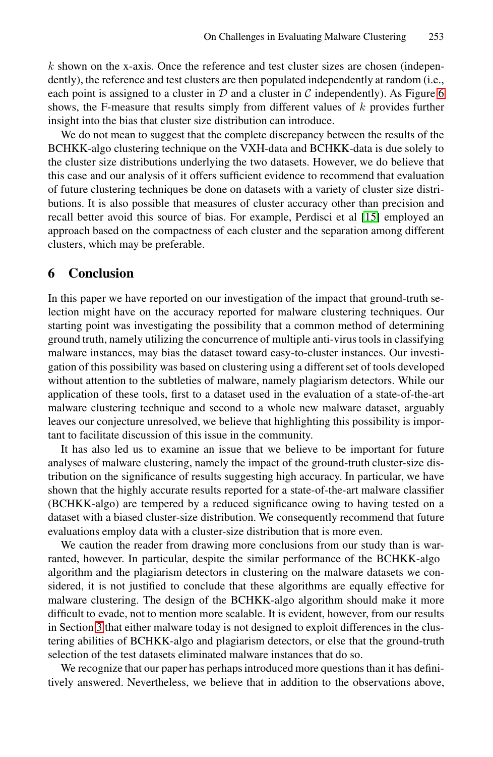$k$ shown on the x-axis. Once the reference and test cluster sizes are chosen (independently), the reference and test clusters are then populated independently at random (i.e., each point is assigned to a cluster in $\mathcal{D}$ and a cluster in $\mathcal{C}$ independently). As Figure 6 shows, the F-measure that results simply from different values of $k$ provides further insight into the bias that cluster size distribution can introduce.

We do not mean to suggest that the complete discrepancy between the results of the BCHKK-algo clustering technique on the VXH-data and BCHKK-data is due solely to the cluster size distributions underlying the two datasets. However, we do believe that this case and our analysis of it offers sufficient evidence to recommend that evaluation of future clustering techniques be done on datasets with a variety of cluster size distributions. It is also possible that measures of cluster accuracy other than precision and recall better avoid this source of bias. For example, Perdisci et al [15] employed an approach based on the compactness of each cluster and the separation among different clusters, which may be preferable.

## 6 Conclusion

In this paper we have reported on our investigation of the impact that ground-truth selection might have on the accuracy reported for malware clustering techniques. Our starting point was investigating the possibility that a common method of determining ground truth, namely utilizing the concurrence of multiple anti-virus tools in classifying malware instances, may bias the dataset toward easy-to-cluster instances. Our investigation of this possibility was based on clustering using a different set of tools developed without attention to the subtleties of malware, namely plagiarism detectors. While our application of these tools, first to a dataset used in the evaluation of a state-of-the-art malware clustering technique and second to a whole new malware dataset, arguably leaves our conjecture unresolved, we believe that highlighting this possibility is important to facilitate discussion of this issue in the community.

It has also led us to examine an issue that we believe to be important for future analyses of malware clustering, namely the impact of the ground-truth cluster-size distribution on the significance of results suggesting high accuracy. In particular, we have shown that the highly accurate results reported for a state-of-the-art malware classifier (BCHKK-algo) are tempered by a reduced significance owing to having tested on a dataset with a biased cluster-size distribution. We consequently recommend that future evaluations employ data with a cluster-size distribution that is more even.

We caution the reader from drawing more conclusions from our study than is warranted, however. In particular, despite the similar performance of the BCHKK-algo algorithm and the plagiarism detectors in clustering on the malware datasets we considered, it is not justified to conclude that these algorithms are equally effective for malware clustering. The design of the BCHKK-algo algorithm should make it more difficult to evade, not to mention more scalable. It is evident, however, from our results in Section 3 that either malware today is not designed to exploit differences in the clustering abilities of BCHKK-algo and plagiarism detectors, or else that the ground-truth selection of the test datasets eliminated malware instances that do so.

We recognize that our paper has perhaps introduced more questions than it has definitively answered. Nevertheless, we believe that in addition to the observations above,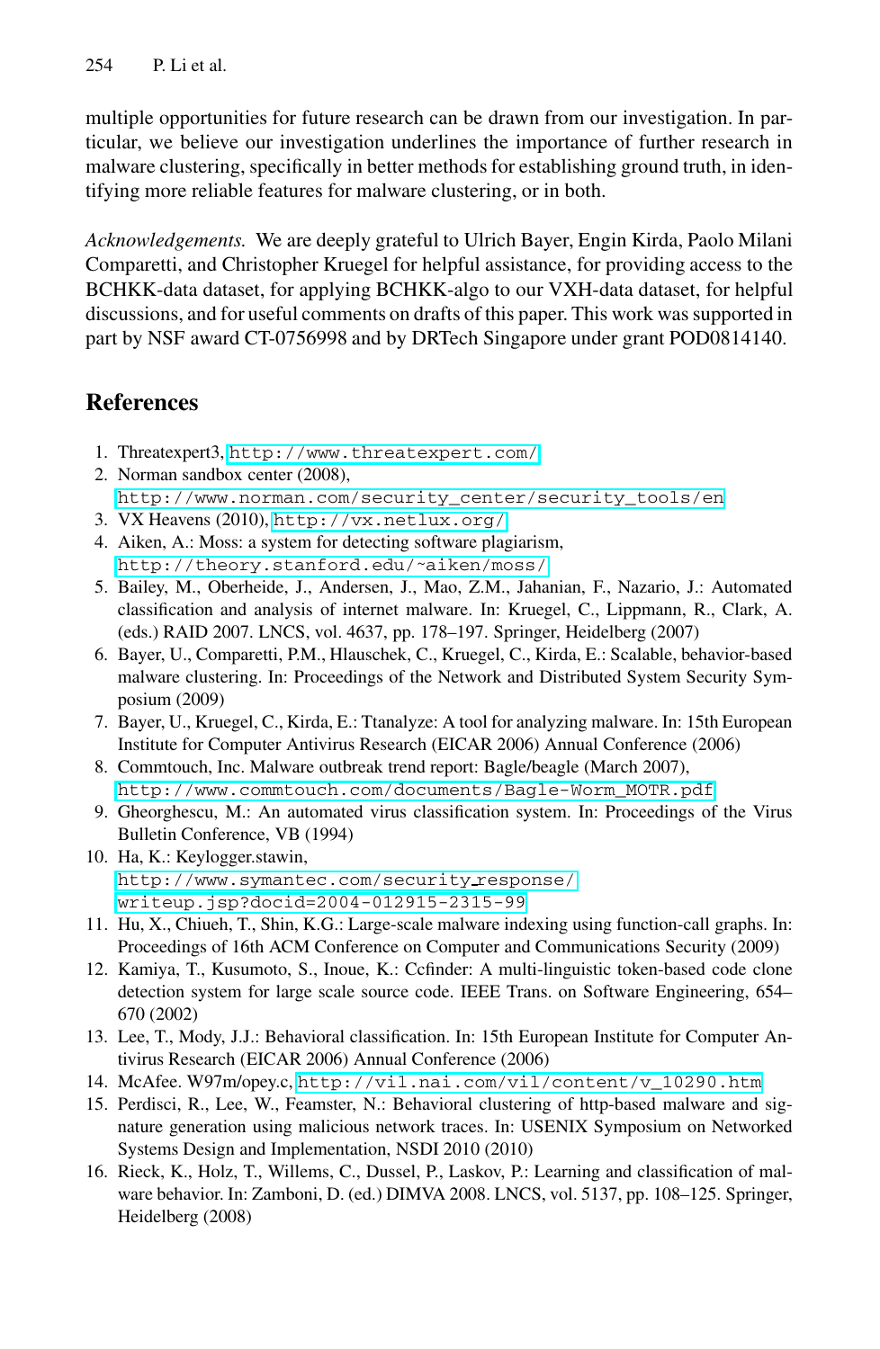multiple opportunities for future research can be drawn from our investigation. In particular, we believe our investigation underlines the importance of further research in malware clustering, specifically in better methods for establishing ground truth, in identifying more reliable features for malware clustering, or in both.

*Acknowledgements.* We are deeply grateful to Ulrich Bayer, Engin Kirda, Paolo Milani Comparetti, and Christopher Kruegel for helpful assistance, for providing access to the BCHKK-data dataset, for applying BCHKK-algo to our VXH-data dataset, for helpful discussions, and for useful comments on drafts of this paper. This work was supported in part by NSF award CT-0756998 and by DRTech Singapore under grant POD0814140.

## References

1. Threatexpert3, http://www.threatexpert.com/
2. Norman sandbox center (2008), http://www.norman.com/security_center/security_tools/en
3. VX Heavens (2010), http://vx.netlux.org/
4. Aiken, A.: Moss: a system for detecting software plagiarism, http://theory.stanford.edu/~aiken/moss/
5. Bailey, M., Oberheide, J., Andersen, J., Mao, Z.M., Jahanian, F., Nazario, J.: Automated classification and analysis of internet malware. In: Kruegel, C., Lippmann, R., Clark, A. (eds.) RAID 2007. LNCS, vol. 4637, pp. 178–197. Springer, Heidelberg (2007)
6. Bayer, U., Comparetti, P.M., Hlauschek, C., Kruegel, C., Kirda, E.: Scalable, behavior-based malware clustering. In: Proceedings of the Network and Distributed System Security Symposium (2009)
7. Bayer, U., Kruegel, C., Kirda, E.: Ttanalyze: A tool for analyzing malware. In: 15th European Institute for Computer Antivirus Research (EICAR 2006) Annual Conference (2006)
8. Commtouch, Inc. Malware outbreak trend report: Bagle/beagle (March 2007), http://www.commtouch.com/documents/Bagle-Worm_MOTR.pdf
9. Gheorghescu, M.: An automated virus classification system. In: Proceedings of the Virus Bulletin Conference, VB (1994)
10. Ha, K.: Keylogger.stawin, http://www.symantec.com/security_response/writeup.jsp?docid=2004-012915-2315-99
11. Hu, X., Chiueh, T., Shin, K.G.: Large-scale malware indexing using function-call graphs. In: Proceedings of 16th ACM Conference on Computer and Communications Security (2009)
12. Kamiya, T., Kusumoto, S., Inoue, K.: Ccfinder: A multi-linguistic token-based code clone detection system for large scale source code. IEEE Trans. on Software Engineering, 654–670 (2002)
13. Lee, T., Mody, J.J.: Behavioral classification. In: 15th European Institute for Computer Antivirus Research (EICAR 2006) Annual Conference (2006)
14. McAfee. W97m/opey.c, http://vil.nai.com/vil/content/v_10290.htm
15. Perdisci, R., Lee, W., Feamster, N.: Behavioral clustering of http-based malware and signature generation using malicious network traces. In: USENIX Symposium on Networked Systems Design and Implementation, NSDI 2010 (2010)
16. Rieck, K., Holz, T., Willems, C., Dussel, P., Laskov, P.: Learning and classification of malware behavior. In: Zamboni, D. (ed.) DIMVA 2008. LNCS, vol. 5137, pp. 108–125. Springer, Heidelberg (2008)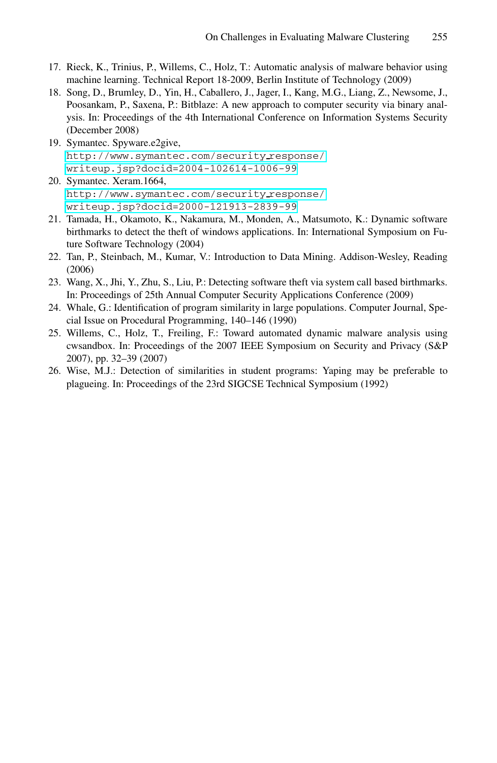17. Rieck, K., Trinius, P., Willems, C., Holz, T.: Automatic analysis of malware behavior using machine learning. Technical Report 18-2009, Berlin Institute of Technology (2009)
18. Song, D., Brumley, D., Yin, H., Caballero, J., Jager, I., Kang, M.G., Liang, Z., Newsome, J., Poosankam, P., Saxena, P.: Bitblaze: A new approach to computer security via binary analysis. In: Proceedings of the 4th International Conference on Information Systems Security (December 2008)
19. Symantec. Spyware.e2give, http://www.symantec.com/security_response/writeup.jsp?docid=2004-102614-1006-99
20. Symantec. Xeram.1664, http://www.symantec.com/security_response/writeup.jsp?docid=2000-121913-2839-99
21. Tamada, H., Okamoto, K., Nakamura, M., Monden, A., Matsumoto, K.: Dynamic software birthmarks to detect the theft of windows applications. In: International Symposium on Future Software Technology (2004)
22. Tan, P., Steinbach, M., Kumar, V.: Introduction to Data Mining. Addison-Wesley, Reading (2006)
23. Wang, X., Jhi, Y., Zhu, S., Liu, P.: Detecting software theft via system call based birthmarks. In: Proceedings of 25th Annual Computer Security Applications Conference (2009)
24. Whale, G.: Identification of program similarity in large populations. Computer Journal, Special Issue on Procedural Programming, 140–146 (1990)
25. Willems, C., Holz, T., Freiling, F.: Toward automated dynamic malware analysis using cwsandbox. In: Proceedings of the 2007 IEEE Symposium on Security and Privacy (S&P 2007), pp. 32–39 (2007)
26. Wise, M.J.: Detection of similarities in student programs: Yaping may be preferable to plagueing. In: Proceedings of the 23rd SIGCSE Technical Symposium (1992)